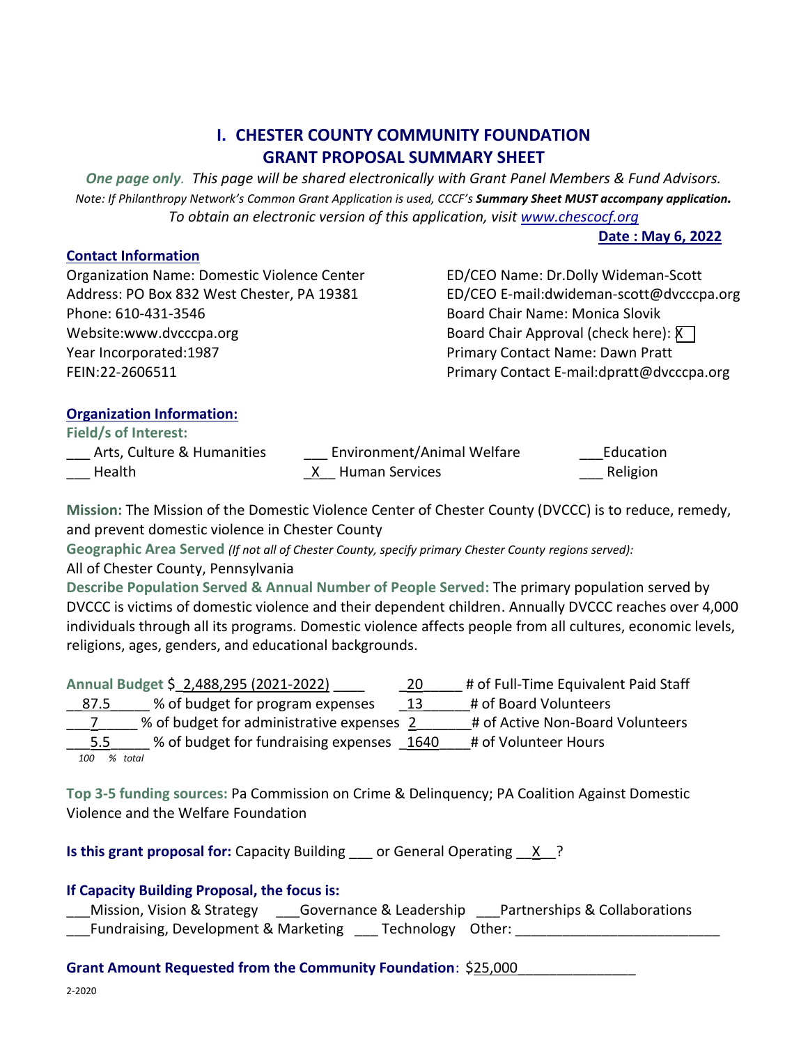# I. CHESTER COUNTY COMMUNITY FOUNDATION
# GRANT PROPOSAL SUMMARY SHEET

***One page only***. *This page will be shared electronically with Grant Panel Members & Fund Advisors.*
*Note: If Philanthropy Network's Common Grant Application is used, CCCF's **Summary Sheet MUST accompany application.***
*To obtain an electronic version of this application, visit [www.chescocf.org](www.chescocf.org)*

**Date : May 6, 2022**

## Contact Information

Organization Name: Domestic Violence Center
Address: PO Box 832 West Chester, PA 19381
Phone: 610-431-3546
Website:www.dvcccpa.org
Year Incorporated:1987
FEIN:22-2606511

ED/CEO Name: Dr.Dolly Wideman-Scott
ED/CEO E-mail:dwideman-scott@dvcccpa.org
Board Chair Name: Monica Slovik
Board Chair Approval (check here): X
Primary Contact Name: Dawn Pratt
Primary Contact E-mail:dpratt@dvcccpa.org

## Organization Information:

**Field/s of Interest:**

___ Arts, Culture & Humanities ___ Environment/Animal Welfare ___Education
___ Health _X__ Human Services ___ Religion

**Mission:** The Mission of the Domestic Violence Center of Chester County (DVCCC) is to reduce, remedy, and prevent domestic violence in Chester County

**Geographic Area Served** *(If not all of Chester County, specify primary Chester County regions served):*
All of Chester County, Pennsylvania

**Describe Population Served & Annual Number of People Served:** The primary population served by DVCCC is victims of domestic violence and their dependent children. Annually DVCCC reaches over 4,000 individuals through all its programs. Domestic violence affects people from all cultures, economic levels, religions, ages, genders, and educational backgrounds.

**Annual Budget** $_2,488,295 (2021-2022)____ _20_____ # of Full-Time Equivalent Paid Staff
__87.5_____ % of budget for program expenses _13______# of Board Volunteers
___7_____ % of budget for administrative expenses 2_______# of Active Non-Board Volunteers
___5.5_____ % of budget for fundraising expenses _1640____# of Volunteer Hours
*100 % total*

**Top 3-5 funding sources:** Pa Commission on Crime & Delinquency; PA Coalition Against Domestic Violence and the Welfare Foundation

**Is this grant proposal for:** Capacity Building ___ or General Operating __X__?

**If Capacity Building Proposal, the focus is:**
___Mission, Vision & Strategy ___Governance & Leadership ___Partnerships & Collaborations
___Fundraising, Development & Marketing ___ Technology Other: ___________________________

**Grant Amount Requested from the Community Foundation**: $25,000_______________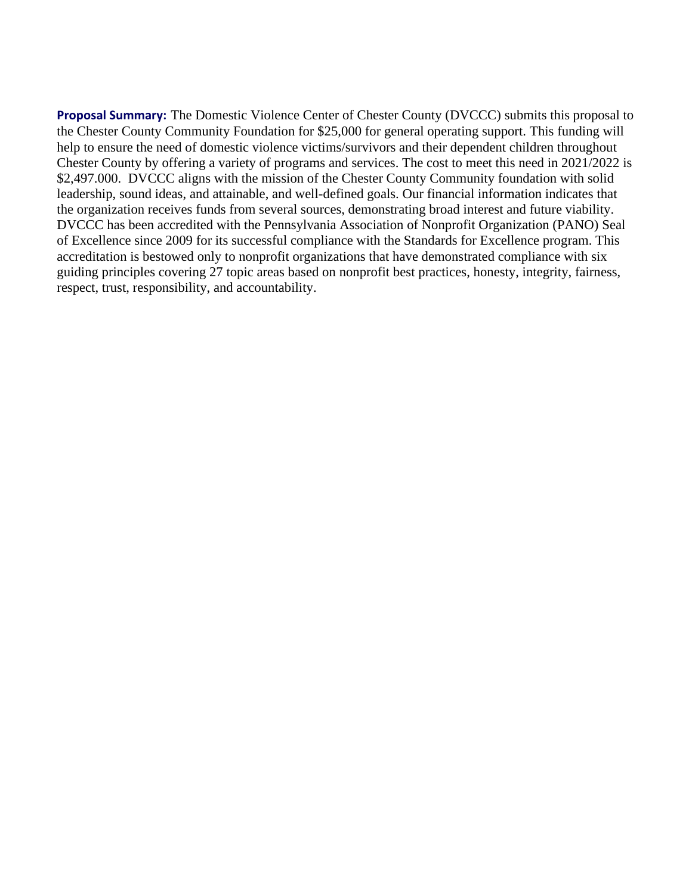**Proposal Summary:** The Domestic Violence Center of Chester County (DVCCC) submits this proposal to the Chester County Community Foundation for $25,000 for general operating support. This funding will help to ensure the need of domestic violence victims/survivors and their dependent children throughout Chester County by offering a variety of programs and services. The cost to meet this need in 2021/2022 is $2,497.000. DVCCC aligns with the mission of the Chester County Community foundation with solid leadership, sound ideas, and attainable, and well-defined goals. Our financial information indicates that the organization receives funds from several sources, demonstrating broad interest and future viability. DVCCC has been accredited with the Pennsylvania Association of Nonprofit Organization (PANO) Seal of Excellence since 2009 for its successful compliance with the Standards for Excellence program. This accreditation is bestowed only to nonprofit organizations that have demonstrated compliance with six guiding principles covering 27 topic areas based on nonprofit best practices, honesty, integrity, fairness, respect, trust, responsibility, and accountability.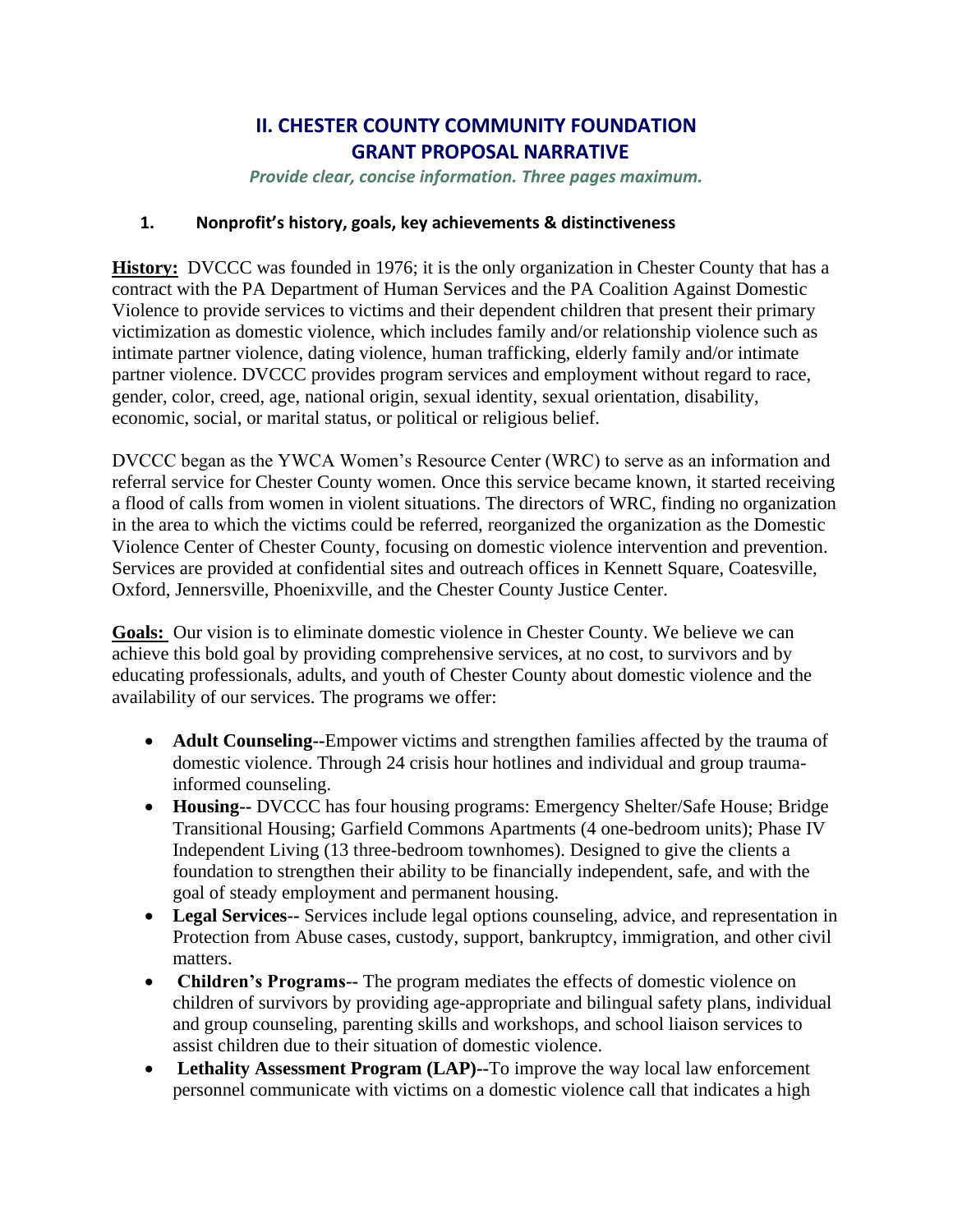## II. CHESTER COUNTY COMMUNITY FOUNDATION GRANT PROPOSAL NARRATIVE

*Provide clear, concise information. Three pages maximum.*

### 1. Nonprofit's history, goals, key achievements & distinctiveness

**History:** DVCCC was founded in 1976; it is the only organization in Chester County that has a contract with the PA Department of Human Services and the PA Coalition Against Domestic Violence to provide services to victims and their dependent children that present their primary victimization as domestic violence, which includes family and/or relationship violence such as intimate partner violence, dating violence, human trafficking, elderly family and/or intimate partner violence. DVCCC provides program services and employment without regard to race, gender, color, creed, age, national origin, sexual identity, sexual orientation, disability, economic, social, or marital status, or political or religious belief.

DVCCC began as the YWCA Women's Resource Center (WRC) to serve as an information and referral service for Chester County women. Once this service became known, it started receiving a flood of calls from women in violent situations. The directors of WRC, finding no organization in the area to which the victims could be referred, reorganized the organization as the Domestic Violence Center of Chester County, focusing on domestic violence intervention and prevention. Services are provided at confidential sites and outreach offices in Kennett Square, Coatesville, Oxford, Jennersville, Phoenixville, and the Chester County Justice Center.

**Goals:** Our vision is to eliminate domestic violence in Chester County. We believe we can achieve this bold goal by providing comprehensive services, at no cost, to survivors and by educating professionals, adults, and youth of Chester County about domestic violence and the availability of our services. The programs we offer:

- **Adult Counseling--**Empower victims and strengthen families affected by the trauma of domestic violence. Through 24 crisis hour hotlines and individual and group trauma-informed counseling.
- **Housing--** DVCCC has four housing programs: Emergency Shelter/Safe House; Bridge Transitional Housing; Garfield Commons Apartments (4 one-bedroom units); Phase IV Independent Living (13 three-bedroom townhomes). Designed to give the clients a foundation to strengthen their ability to be financially independent, safe, and with the goal of steady employment and permanent housing.
- **Legal Services--** Services include legal options counseling, advice, and representation in Protection from Abuse cases, custody, support, bankruptcy, immigration, and other civil matters.
- **Children's Programs--** The program mediates the effects of domestic violence on children of survivors by providing age-appropriate and bilingual safety plans, individual and group counseling, parenting skills and workshops, and school liaison services to assist children due to their situation of domestic violence.
- **Lethality Assessment Program (LAP)--**To improve the way local law enforcement personnel communicate with victims on a domestic violence call that indicates a high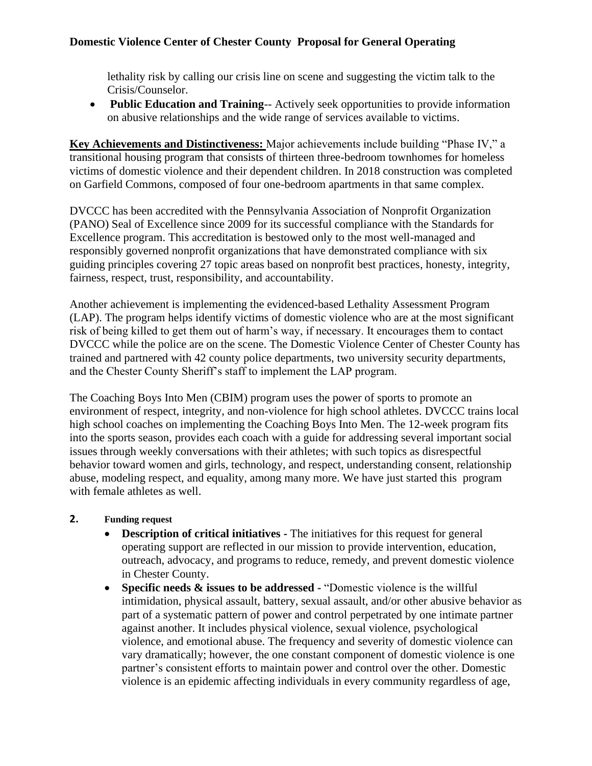lethality risk by calling our crisis line on scene and suggesting the victim talk to the Crisis/Counselor.

- **Public Education and Training**-- Actively seek opportunities to provide information on abusive relationships and the wide range of services available to victims.

**Key Achievements and Distinctiveness:** Major achievements include building "Phase IV," a transitional housing program that consists of thirteen three-bedroom townhomes for homeless victims of domestic violence and their dependent children. In 2018 construction was completed on Garfield Commons, composed of four one-bedroom apartments in that same complex.

DVCCC has been accredited with the Pennsylvania Association of Nonprofit Organization (PANO) Seal of Excellence since 2009 for its successful compliance with the Standards for Excellence program. This accreditation is bestowed only to the most well-managed and responsibly governed nonprofit organizations that have demonstrated compliance with six guiding principles covering 27 topic areas based on nonprofit best practices, honesty, integrity, fairness, respect, trust, responsibility, and accountability.

Another achievement is implementing the evidenced-based Lethality Assessment Program (LAP). The program helps identify victims of domestic violence who are at the most significant risk of being killed to get them out of harm's way, if necessary. It encourages them to contact DVCCC while the police are on the scene. The Domestic Violence Center of Chester County has trained and partnered with 42 county police departments, two university security departments, and the Chester County Sheriff's staff to implement the LAP program.

The Coaching Boys Into Men (CBIM) program uses the power of sports to promote an environment of respect, integrity, and non-violence for high school athletes. DVCCC trains local high school coaches on implementing the Coaching Boys Into Men. The 12-week program fits into the sports season, provides each coach with a guide for addressing several important social issues through weekly conversations with their athletes; with such topics as disrespectful behavior toward women and girls, technology, and respect, understanding consent, relationship abuse, modeling respect, and equality, among many more. We have just started this program with female athletes as well.

**2. Funding request**

- **Description of critical initiatives -** The initiatives for this request for general operating support are reflected in our mission to provide intervention, education, outreach, advocacy, and programs to reduce, remedy, and prevent domestic violence in Chester County.
- **Specific needs & issues to be addressed -** "Domestic violence is the willful intimidation, physical assault, battery, sexual assault, and/or other abusive behavior as part of a systematic pattern of power and control perpetrated by one intimate partner against another. It includes physical violence, sexual violence, psychological violence, and emotional abuse. The frequency and severity of domestic violence can vary dramatically; however, the one constant component of domestic violence is one partner's consistent efforts to maintain power and control over the other. Domestic violence is an epidemic affecting individuals in every community regardless of age,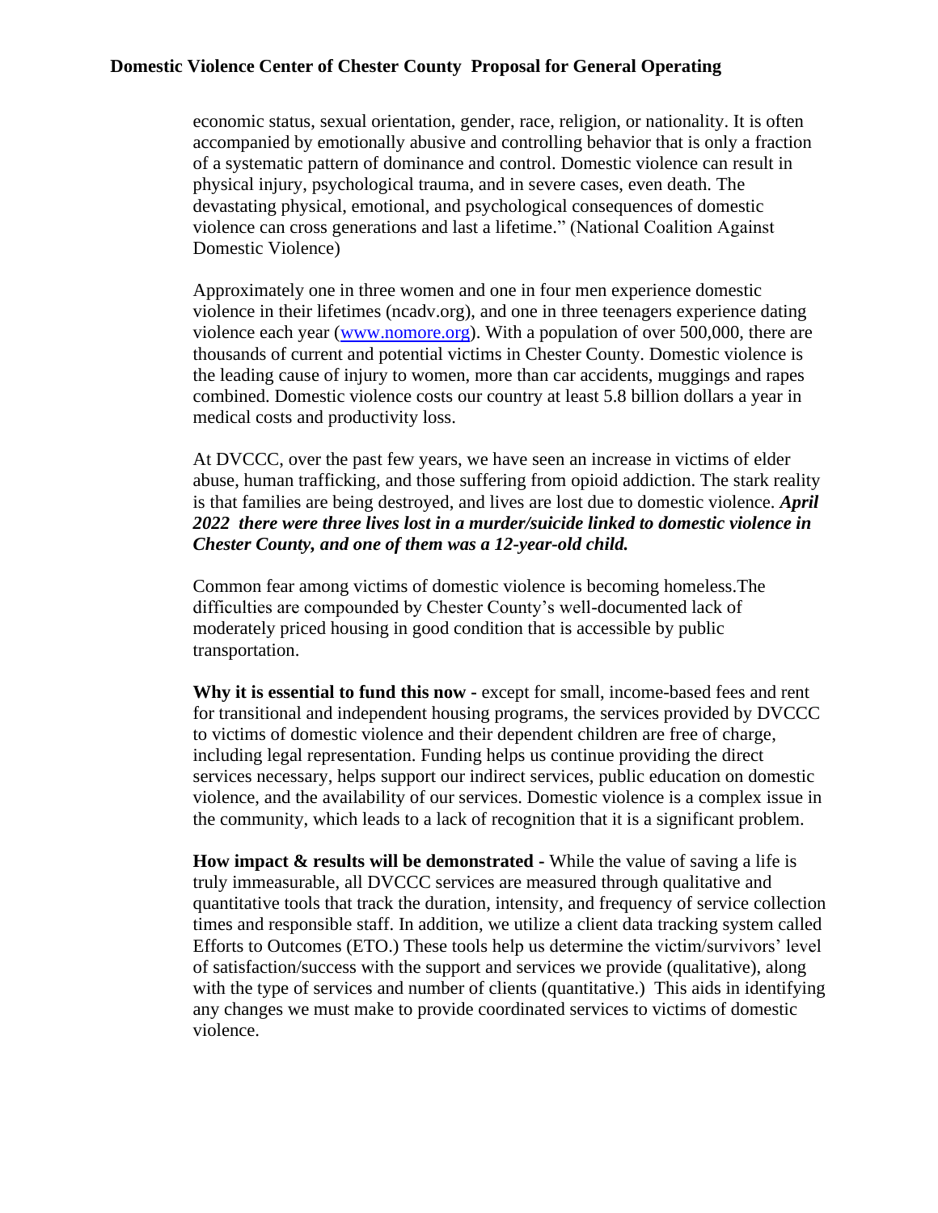economic status, sexual orientation, gender, race, religion, or nationality. It is often accompanied by emotionally abusive and controlling behavior that is only a fraction of a systematic pattern of dominance and control. Domestic violence can result in physical injury, psychological trauma, and in severe cases, even death. The devastating physical, emotional, and psychological consequences of domestic violence can cross generations and last a lifetime." (National Coalition Against Domestic Violence)

Approximately one in three women and one in four men experience domestic violence in their lifetimes (ncadv.org), and one in three teenagers experience dating violence each year (www.nomore.org). With a population of over 500,000, there are thousands of current and potential victims in Chester County. Domestic violence is the leading cause of injury to women, more than car accidents, muggings and rapes combined. Domestic violence costs our country at least 5.8 billion dollars a year in medical costs and productivity loss.

At DVCCC, over the past few years, we have seen an increase in victims of elder abuse, human trafficking, and those suffering from opioid addiction. The stark reality is that families are being destroyed, and lives are lost due to domestic violence. ***April 2022 there were three lives lost in a murder/suicide linked to domestic violence in Chester County, and one of them was a 12-year-old child.***

Common fear among victims of domestic violence is becoming homeless.The difficulties are compounded by Chester County's well-documented lack of moderately priced housing in good condition that is accessible by public transportation.

**Why it is essential to fund this now -** except for small, income-based fees and rent for transitional and independent housing programs, the services provided by DVCCC to victims of domestic violence and their dependent children are free of charge, including legal representation. Funding helps us continue providing the direct services necessary, helps support our indirect services, public education on domestic violence, and the availability of our services. Domestic violence is a complex issue in the community, which leads to a lack of recognition that it is a significant problem.

**How impact & results will be demonstrated -** While the value of saving a life is truly immeasurable, all DVCCC services are measured through qualitative and quantitative tools that track the duration, intensity, and frequency of service collection times and responsible staff. In addition, we utilize a client data tracking system called Efforts to Outcomes (ETO.) These tools help us determine the victim/survivors' level of satisfaction/success with the support and services we provide (qualitative), along with the type of services and number of clients (quantitative.) This aids in identifying any changes we must make to provide coordinated services to victims of domestic violence.